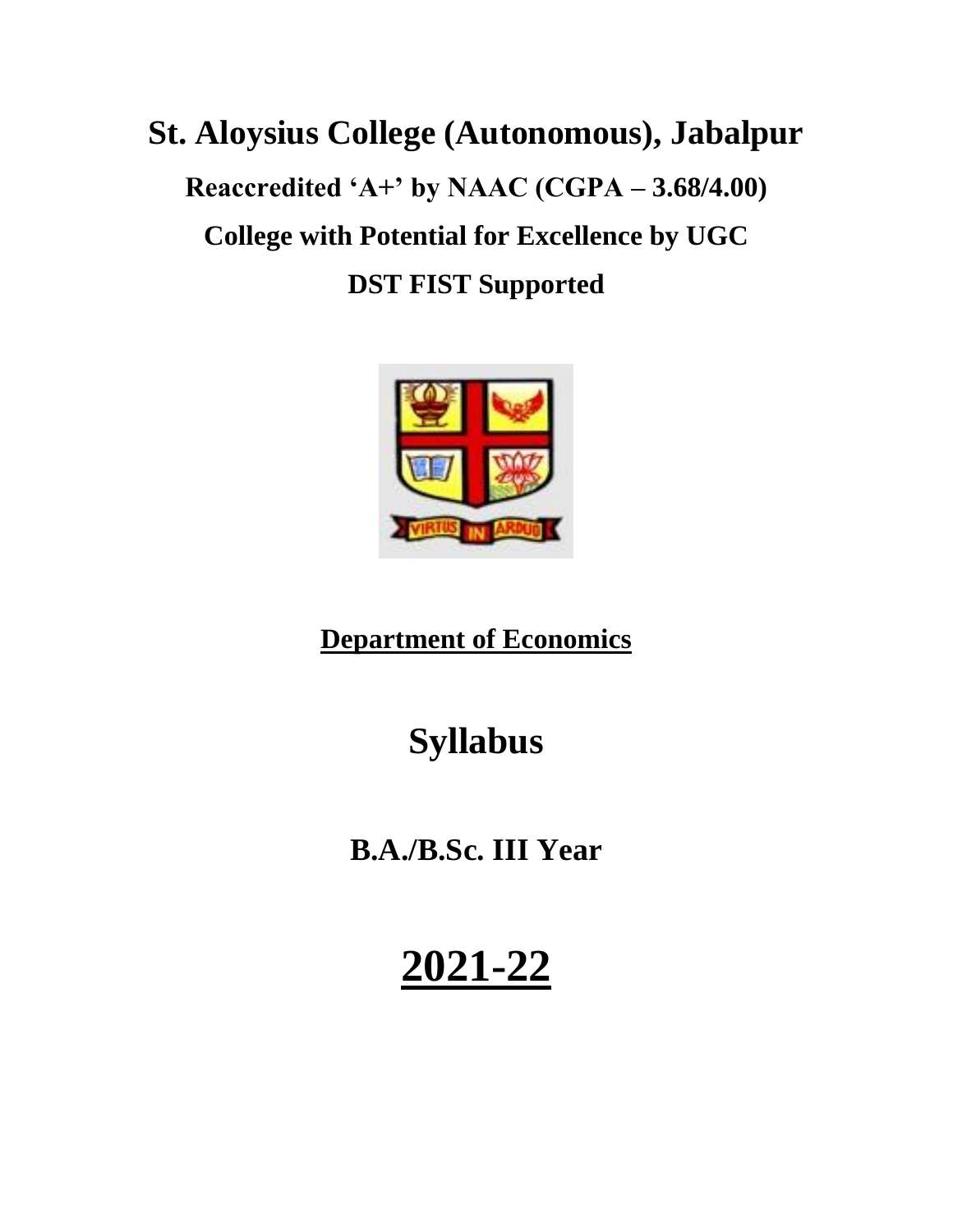# St. Aloysius College (Autonomous), Jabalpur

## Reaccredited 'A+' by NAAC (CGPA – 3.68/4.00)

## College with Potential for Excellence by UGC

## DST FIST Supported

VIRTUS IN ARDUIS

## Department of Economics

# Syllabus

## B.A./B.Sc. III Year

# 2021-22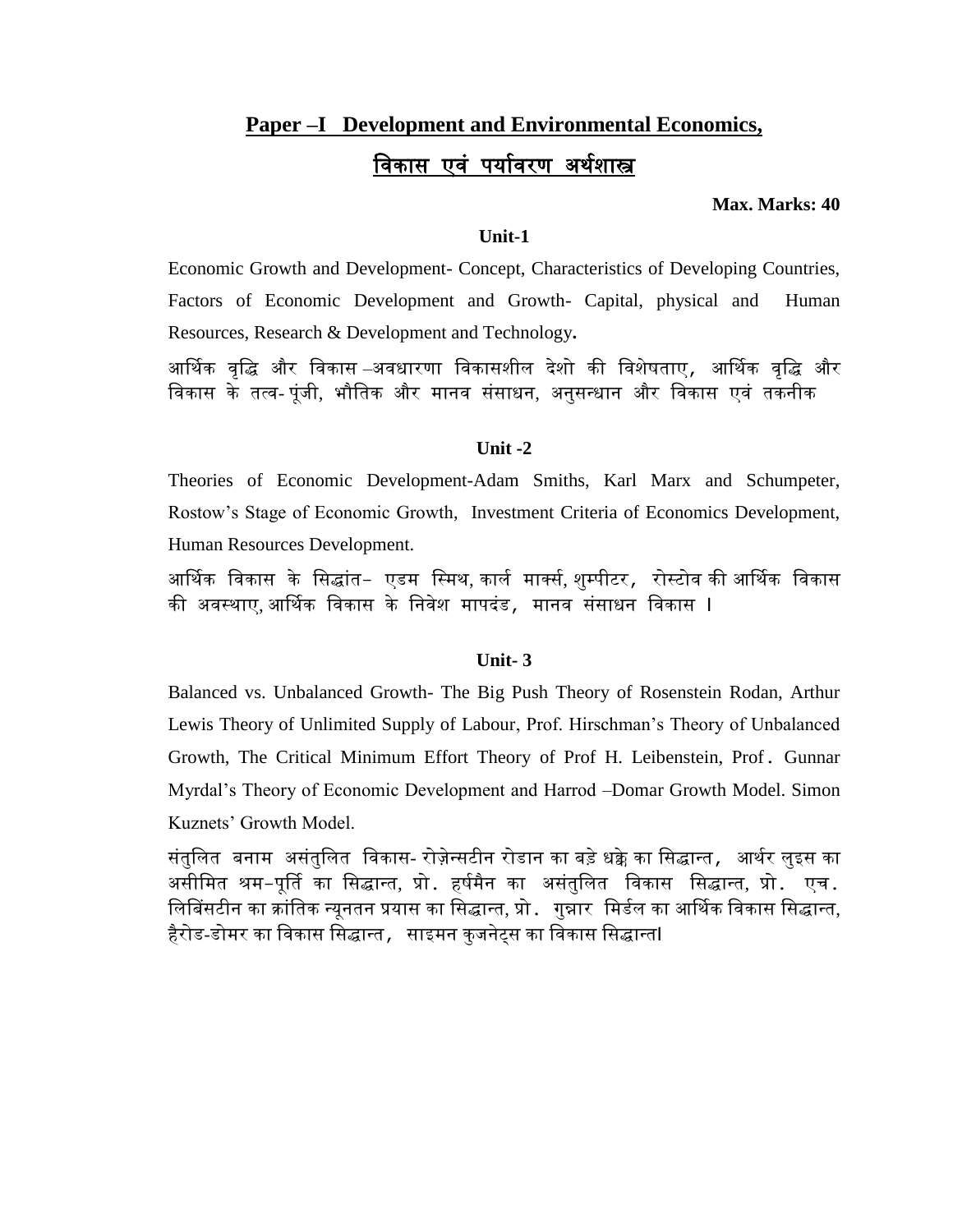## Paper –I Development and Environmental Economics,

## विकास एवं पर्यावरण अर्थशास्त्र

**Max. Marks: 40**

### Unit-1

Economic Growth and Development- Concept, Characteristics of Developing Countries, Factors of Economic Development and Growth- Capital, physical and Human Resources, Research & Development and Technology**.**

आर्थिक वृद्धि और विकास –अवधारणा विकासशील देशो की विशेषताए, आर्थिक वृद्धि और विकास के तत्व- पूंजी, भौतिक और मानव संसाधन, अनुसन्धान और विकास एवं तकनीक

### Unit -2

Theories of Economic Development-Adam Smiths, Karl Marx and Schumpeter, Rostow's Stage of Economic Growth, Investment Criteria of Economics Development, Human Resources Development.

आर्थिक विकास के सिद्धांत– एडम स्मिथ, कार्ल मार्क्स, शुम्पीटर, रोस्टोव की आर्थिक विकास की अवस्थाए, आर्थिक विकास के निवेश मापदंड, मानव संसाधन विकास ।

### Unit- 3

Balanced vs. Unbalanced Growth- The Big Push Theory of Rosenstein Rodan, Arthur Lewis Theory of Unlimited Supply of Labour, Prof. Hirschman's Theory of Unbalanced Growth, The Critical Minimum Effort Theory of Prof H. Leibenstein, Prof. Gunnar Myrdal's Theory of Economic Development and Harrod –Domar Growth Model. Simon Kuznets' Growth Model.

संतुलित बनाम असंतुलित विकास- रोज़ेन्सटीन रोडान का बड़े धक्के का सिद्धान्त, आर्थर लुइस का असीमित श्रम–पूर्ति का सिद्धान्त, प्रो. हर्षमैन का असंतुलित विकास सिद्धान्त, प्रो. एच. लिबिंसटीन का क्रांतिक न्यूनतन प्रयास का सिद्धान्त, प्रो. गुन्नार मिर्डल का आर्थिक विकास सिद्धान्त, हैरोड-डोमर का विकास सिद्धान्त, साइमन कुजनेट्स का विकास सिद्धान्त।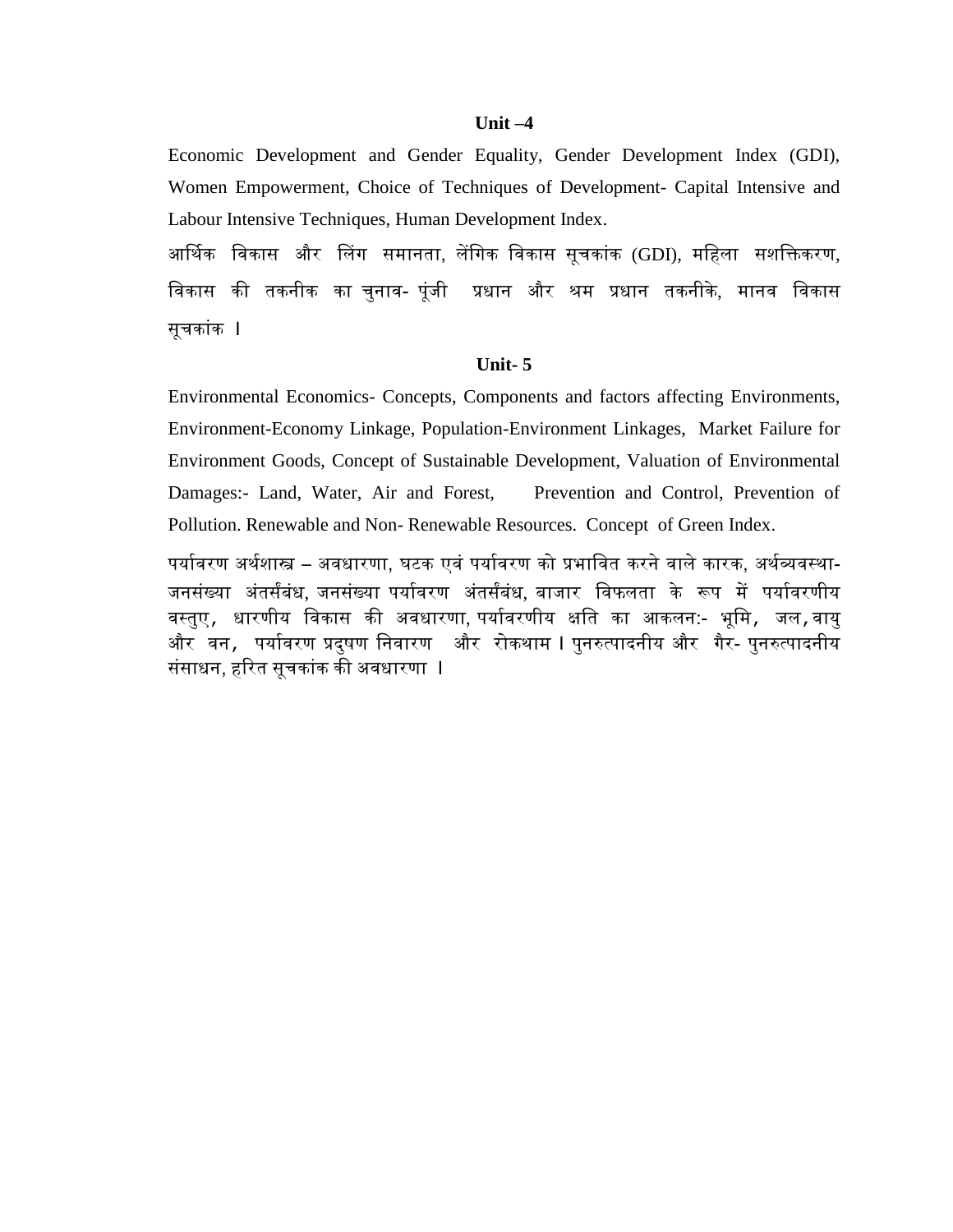**Unit –4**

Economic Development and Gender Equality, Gender Development Index (GDI), Women Empowerment, Choice of Techniques of Development- Capital Intensive and Labour Intensive Techniques, Human Development Index.

आर्थिक विकास और लिंग समानता, लेंगिक विकास सूचकांक (GDI), महिला सशक्तिकरण, विकास की तकनीक का चुनाव- पूंजी प्रधान और श्रम प्रधान तकनीके, मानव विकास सूचकांक ।

**Unit- 5**

Environmental Economics- Concepts, Components and factors affecting Environments, Environment-Economy Linkage, Population-Environment Linkages, Market Failure for Environment Goods, Concept of Sustainable Development, Valuation of Environmental Damages:- Land, Water, Air and Forest, Prevention and Control, Prevention of Pollution. Renewable and Non- Renewable Resources. Concept of Green Index.

पर्यावरण अर्थशास्त्र – अवधारणा, घटक एवं पर्यावरण को प्रभावित करने वाले कारक, अर्थव्यवस्था-जनसंख्या अंतर्संबंध, जनसंख्या पर्यावरण अंतर्संबंध, बाजार विफलता के रूप में पर्यावरणीय वस्तुए, धारणीय विकास की अवधारणा, पर्यावरणीय क्षति का आकलन:- भूमि, जल, वायु और वन, पर्यावरण प्रदुषण निवारण और रोकथाम। पुनरुत्पादनीय और गैर- पुनरुत्पादनीय संसाधन, हरित सूचकांक की अवधारणा ।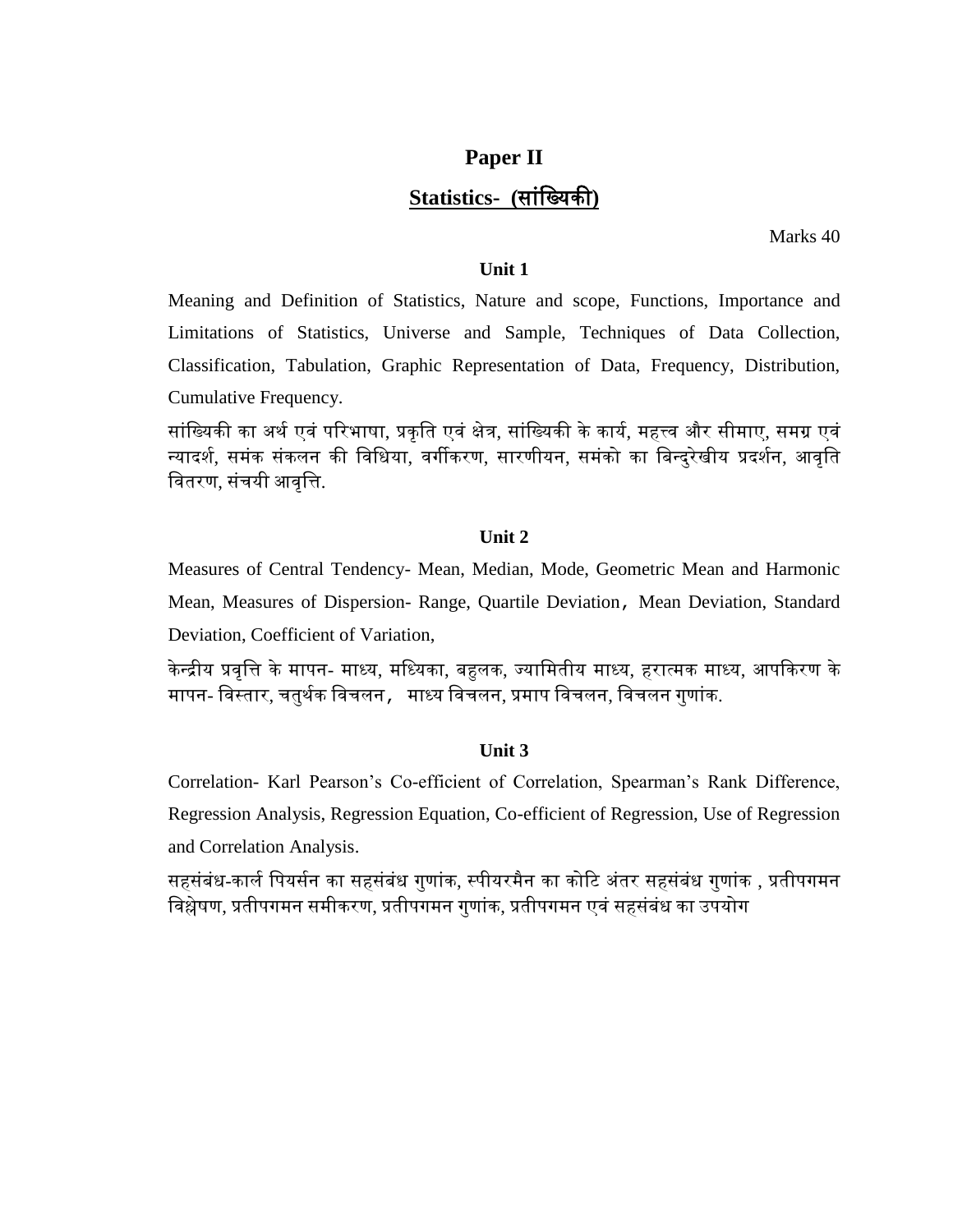# Paper II

## Statistics- (सांख्यिकी)

Marks 40

### Unit 1

Meaning and Definition of Statistics, Nature and scope, Functions, Importance and Limitations of Statistics, Universe and Sample, Techniques of Data Collection, Classification, Tabulation, Graphic Representation of Data, Frequency, Distribution, Cumulative Frequency.

सांख्यिकी का अर्थ एवं परिभाषा, प्रकृति एवं क्षेत्र, सांख्यिकी के कार्य, महत्त्व और सीमाए, समग्र एवं न्यादर्श, समंक संकलन की विधिया, वर्गीकरण, सारणीयन, समंको का बिन्दुरेखीय प्रदर्शन, आवृति वितरण, संचयी आवृत्ति.

### Unit 2

Measures of Central Tendency- Mean, Median, Mode, Geometric Mean and Harmonic Mean, Measures of Dispersion- Range, Quartile Deviation, Mean Deviation, Standard Deviation, Coefficient of Variation,

केन्द्रीय प्रवृत्ति के मापन- माध्य, मध्यिका, बहुलक, ज्यामितीय माध्य, हरात्मक माध्य, आपकिरण के मापन- विस्तार, चतुर्थक विचलन, माध्य विचलन, प्रमाप विचलन, विचलन गुणांक.

### Unit 3

Correlation- Karl Pearson's Co-efficient of Correlation, Spearman's Rank Difference, Regression Analysis, Regression Equation, Co-efficient of Regression, Use of Regression and Correlation Analysis.

सहसंबंध-कार्ल पियर्सन का सहसंबंध गुणांक, स्पीयरमैन का कोटि अंतर सहसंबंध गुणांक , प्रतीपगमन विश्लेषण, प्रतीपगमन समीकरण, प्रतीपगमन गुणांक, प्रतीपगमन एवं सहसंबंध का उपयोग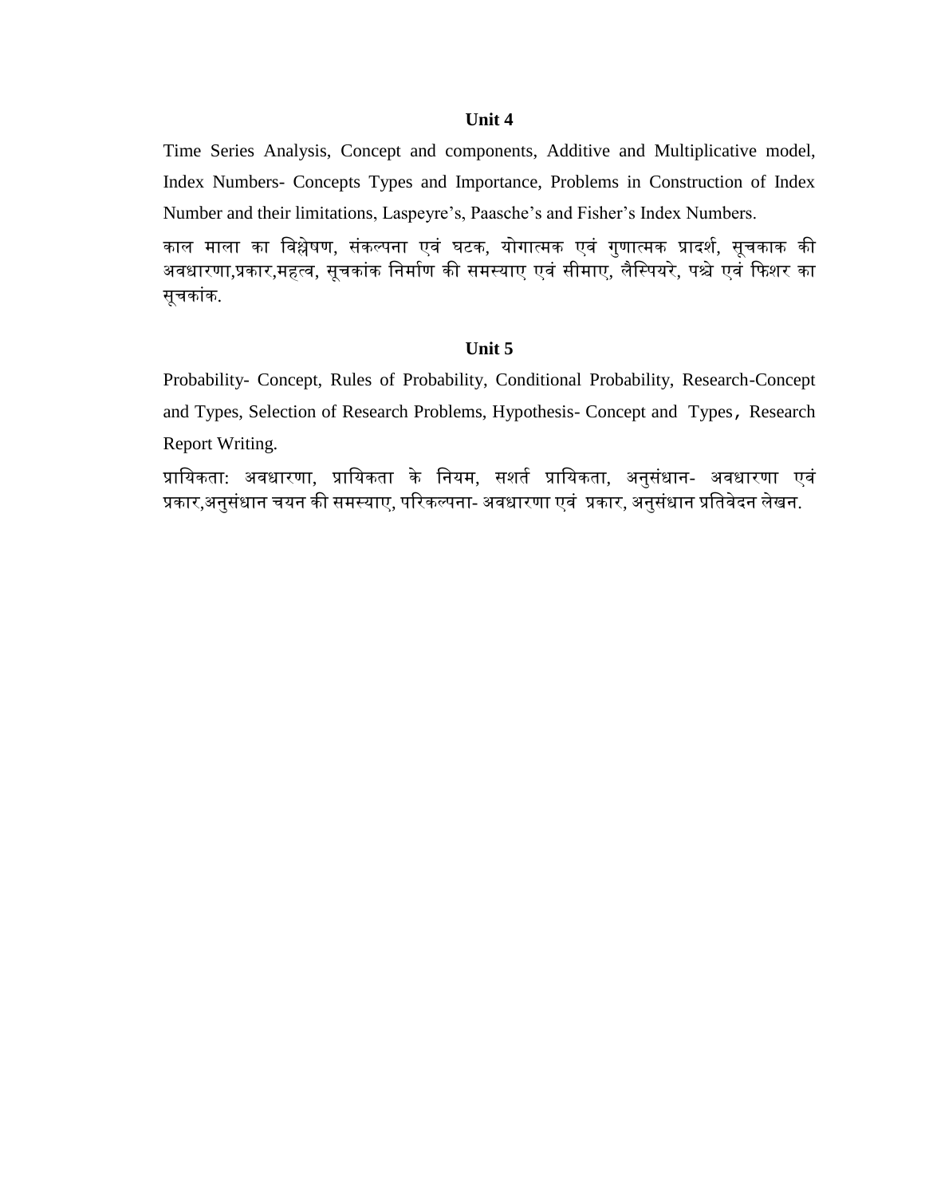## Unit 4

Time Series Analysis, Concept and components, Additive and Multiplicative model, Index Numbers- Concepts Types and Importance, Problems in Construction of Index Number and their limitations, Laspeyre's, Paasche's and Fisher's Index Numbers.

काल माला का विश्लेषण, संकल्पना एवं घटक, योगात्मक एवं गुणात्मक प्रादर्श, सूचकाक की अवधारणा,प्रकार,महत्व, सूचकांक निर्माण की समस्याए एवं सीमाए, लैस्पियरे, पश्चे एवं फिशर का सूचकांक.

## Unit 5

Probability- Concept, Rules of Probability, Conditional Probability, Research-Concept and Types, Selection of Research Problems, Hypothesis- Concept and Types, Research Report Writing.

प्रायिकता: अवधारणा, प्रायिकता के नियम, सशर्त प्रायिकता, अनुसंधान- अवधारणा एवं प्रकार,अनुसंधान चयन की समस्याए, परिकल्पना- अवधारणा एवं प्रकार, अनुसंधान प्रतिवेदन लेखन.